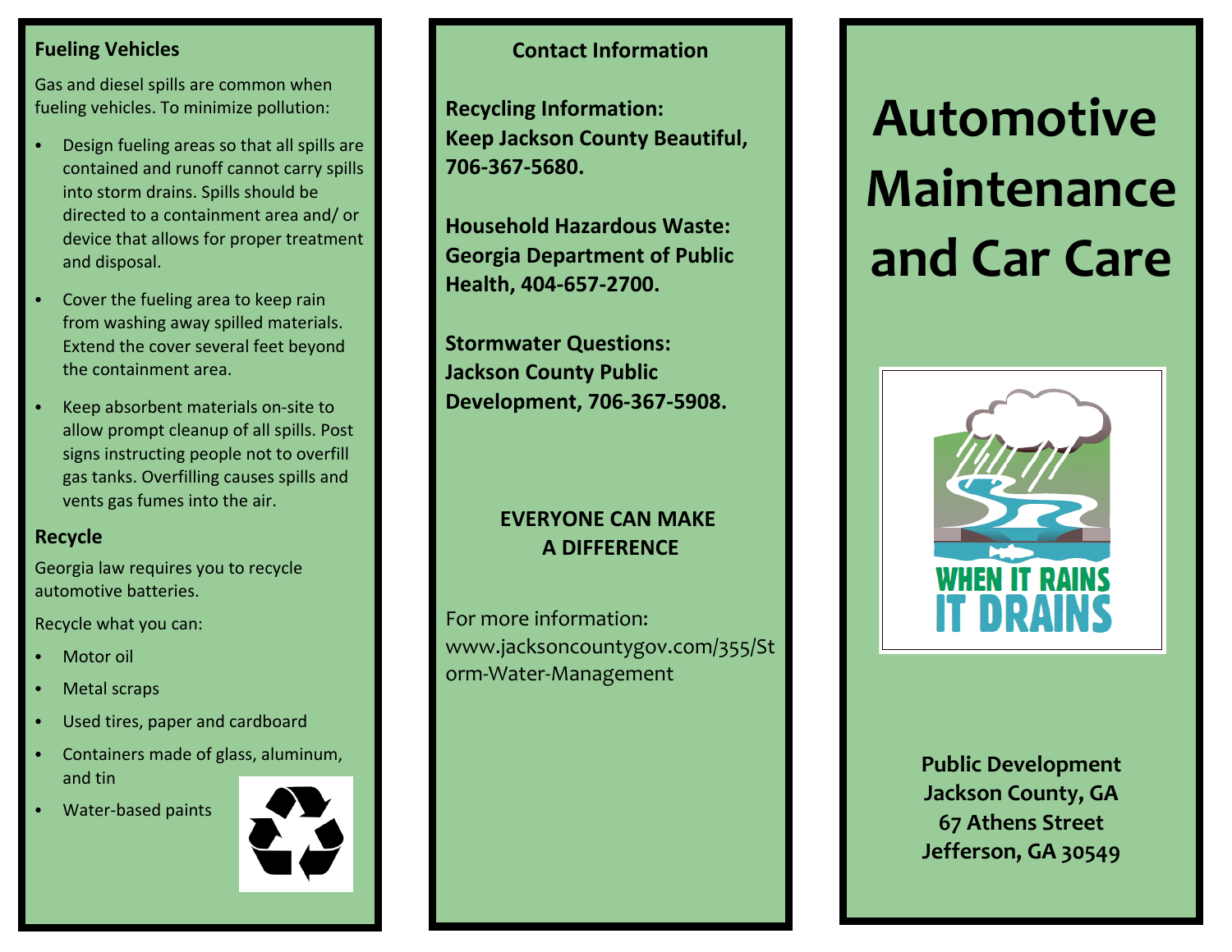## Fueling Vehicles

Gas and diesel spills are common when fueling vehicles. To minimize pollution:

- Design fueling areas so that all spills are contained and runoff cannot carry spills into storm drains. Spills should be directed to a containment area and/ or device that allows for proper treatment and disposal.
- Cover the fueling area to keep rain from washing away spilled materials. Extend the cover several feet beyond the containment area.
- Keep absorbent materials on-site to allow prompt cleanup of all spills. Post signs instructing people not to overfill gas tanks. Overfilling causes spills and vents gas fumes into the air.

## Recycle

Georgia law requires you to recycle automotive batteries.

Recycle what you can:

- Motor oil
- Metal scraps
- Used tires, paper and cardboard
- Containers made of glass, aluminum, and tin
- Water-based paints

## Contact Information

**Recycling Information:**
**Keep Jackson County Beautiful, 706-367-5680.**

**Household Hazardous Waste:**
**Georgia Department of Public Health, 404-657-2700.**

**Stormwater Questions:**
**Jackson County Public Development, 706-367-5908.**

**EVERYONE CAN MAKE A DIFFERENCE**

For more information:
www.jacksoncountygov.com/355/Storm-Water-Management

# Automotive Maintenance and Car Care

WHEN IT RAINS IT DRAINS

**Public Development**
**Jackson County, GA**
**67 Athens Street**
**Jefferson, GA 30549**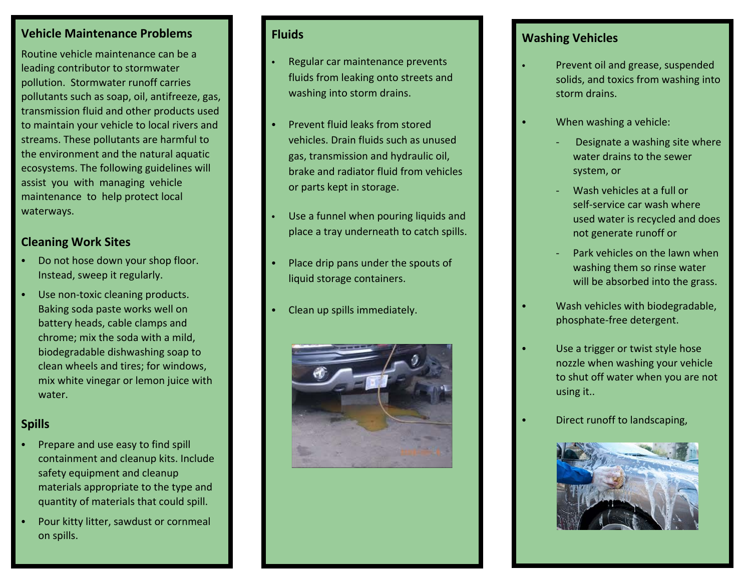## Vehicle Maintenance Problems

Routine vehicle maintenance can be a leading contributor to stormwater pollution. Stormwater runoff carries pollutants such as soap, oil, antifreeze, gas, transmission fluid and other products used to maintain your vehicle to local rivers and streams. These pollutants are harmful to the environment and the natural aquatic ecosystems. The following guidelines will assist you with managing vehicle maintenance to help protect local waterways.

## Cleaning Work Sites

- Do not hose down your shop floor. Instead, sweep it regularly.
- Use non-toxic cleaning products. Baking soda paste works well on battery heads, cable clamps and chrome; mix the soda with a mild, biodegradable dishwashing soap to clean wheels and tires; for windows, mix white vinegar or lemon juice with water.

## Spills

- Prepare and use easy to find spill containment and cleanup kits. Include safety equipment and cleanup materials appropriate to the type and quantity of materials that could spill.
- Pour kitty litter, sawdust or cornmeal on spills.

## Fluids

- Regular car maintenance prevents fluids from leaking onto streets and washing into storm drains.
- Prevent fluid leaks from stored vehicles. Drain fluids such as unused gas, transmission and hydraulic oil, brake and radiator fluid from vehicles or parts kept in storage.
- Use a funnel when pouring liquids and place a tray underneath to catch spills.
- Place drip pans under the spouts of liquid storage containers.
- Clean up spills immediately.

## Washing Vehicles

- Prevent oil and grease, suspended solids, and toxics from washing into storm drains.
- When washing a vehicle:
  - Designate a washing site where water drains to the sewer system, or
  - Wash vehicles at a full or self-service car wash where used water is recycled and does not generate runoff or
  - Park vehicles on the lawn when washing them so rinse water will be absorbed into the grass.
- Wash vehicles with biodegradable, phosphate-free detergent.
- Use a trigger or twist style hose nozzle when washing your vehicle to shut off water when you are not using it..
- Direct runoff to landscaping,